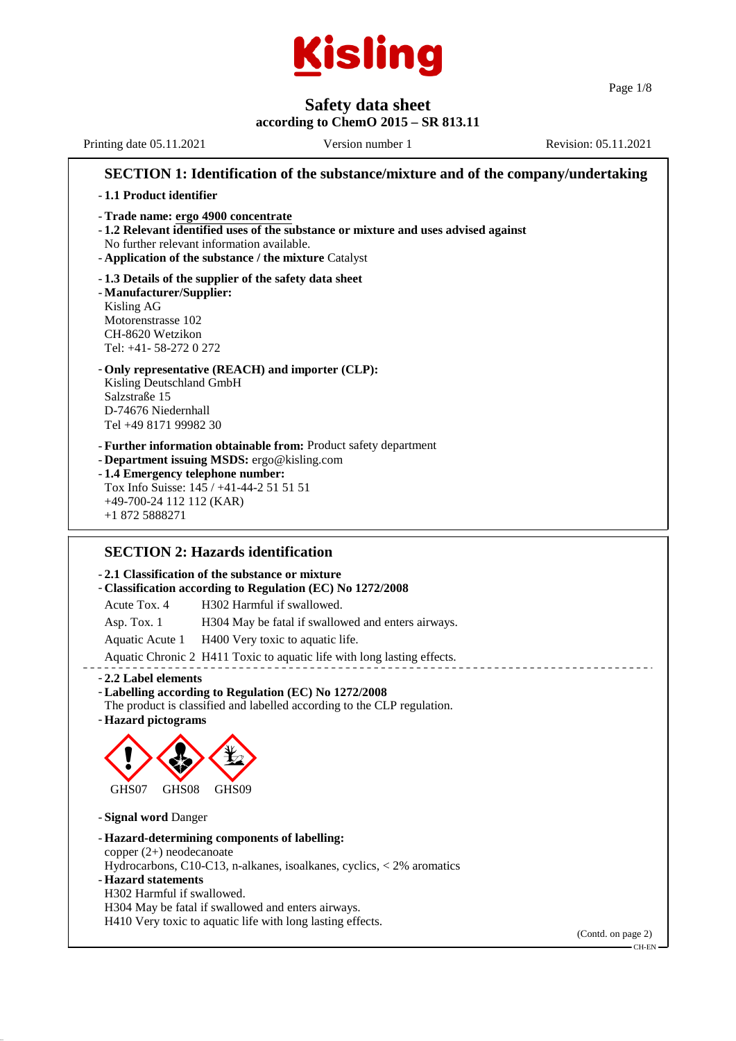# Safety data sheet

**according to ChemO 2015 – SR 813.11**

Printing date 05.11.2021 Version number 1 Revision: 05.11.2021

## SECTION 1: Identification of the substance/mixture and of the company/undertaking

- **1.1 Product identifier**
- **Trade name: ergo 4900 concentrate**
- **1.2 Relevant identified uses of the substance or mixture and uses advised against**
  No further relevant information available.
- **Application of the substance / the mixture** Catalyst
- **1.3 Details of the supplier of the safety data sheet**
- **Manufacturer/Supplier:**
  Kisling AG
  Motorenstrasse 102
  CH-8620 Wetzikon
  Tel: +41- 58-272 0 272
- **Only representative (REACH) and importer (CLP):**
  Kisling Deutschland GmbH
  Salzstraße 15
  D-74676 Niedernhall
  Tel +49 8171 99982 30
- **Further information obtainable from:** Product safety department
- **Department issuing MSDS:** ergo@kisling.com
- **1.4 Emergency telephone number:**
  Tox Info Suisse: 145 / +41-44-2 51 51 51
  +49-700-24 112 112 (KAR)
  +1 872 5888271

## SECTION 2: Hazards identification

- **2.1 Classification of the substance or mixture**
- **Classification according to Regulation (EC) No 1272/2008**

| | |
|---|---|
| Acute Tox. 4 | H302 Harmful if swallowed. |
| Asp. Tox. 1 | H304 May be fatal if swallowed and enters airways. |
| Aquatic Acute 1 | H400 Very toxic to aquatic life. |
| Aquatic Chronic 2 | H411 Toxic to aquatic life with long lasting effects. |

- **2.2 Label elements**
- **Labelling according to Regulation (EC) No 1272/2008**
  The product is classified and labelled according to the CLP regulation.
- **Hazard pictograms**

GHS07 GHS08 GHS09

- **Signal word** Danger
- **Hazard-determining components of labelling:**
  copper (2+) neodecanoate
  Hydrocarbons, C10-C13, n-alkanes, isoalkanes, cyclics, < 2% aromatics
- **Hazard statements**
  H302 Harmful if swallowed.
  H304 May be fatal if swallowed and enters airways.
  H410 Very toxic to aquatic life with long lasting effects.

(Contd. on page 2)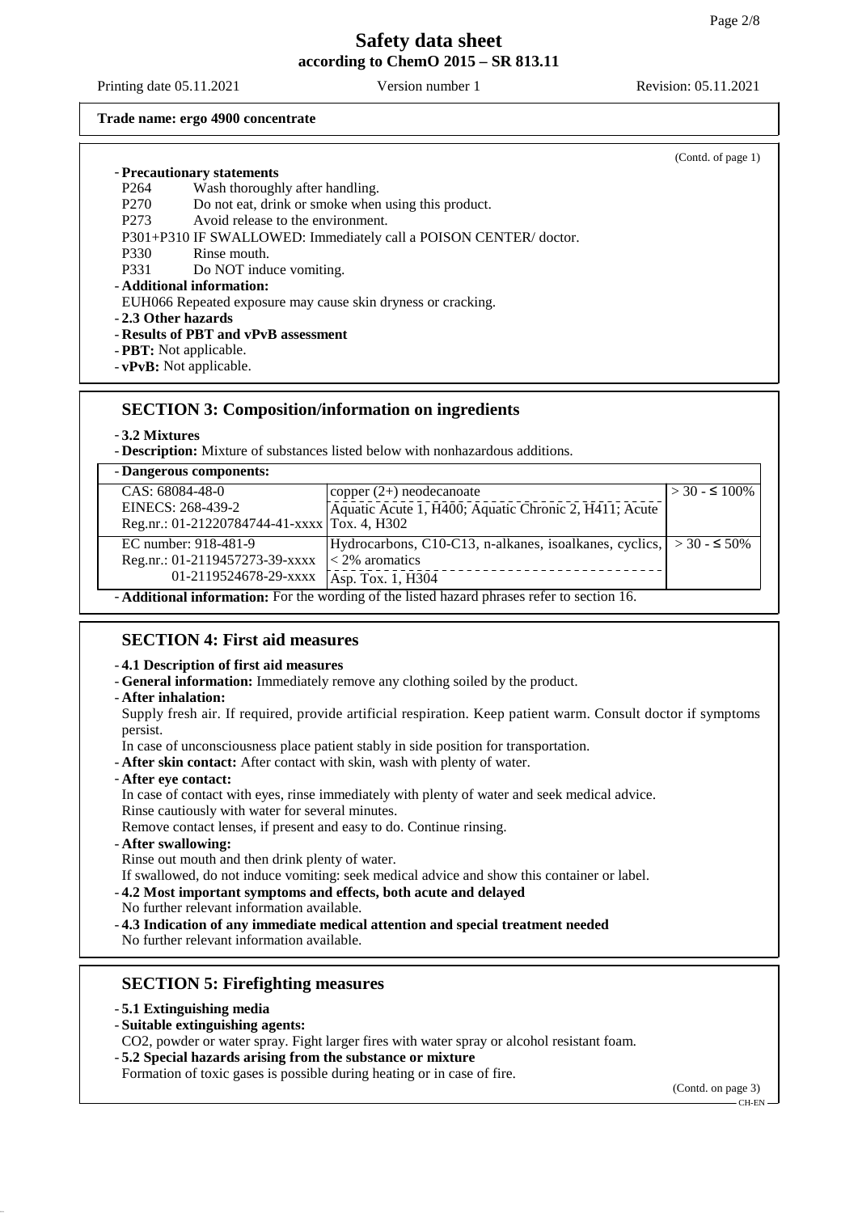**Trade name: ergo 4900 concentrate**

(Contd. of page 1)

- **Precautionary statements**
  - P264 Wash thoroughly after handling.
  - P270 Do not eat, drink or smoke when using this product.
  - P273 Avoid release to the environment.
  - P301+P310 IF SWALLOWED: Immediately call a POISON CENTER/ doctor.
  - P330 Rinse mouth.
  - P331 Do NOT induce vomiting.
- **Additional information:**
  EUH066 Repeated exposure may cause skin dryness or cracking.
- **2.3 Other hazards**
- **Results of PBT and vPvB assessment**
- **PBT:** Not applicable.
- **vPvB:** Not applicable.

## SECTION 3: Composition/information on ingredients

- **3.2 Mixtures**
- **Description:** Mixture of substances listed below with nonhazardous additions.

- **Dangerous components:**

| Identifiers | Substance / Classification | Concentration |
|---|---|---|
| CAS: 68084-48-0<br>EINECS: 268-439-2<br>Reg.nr.: 01-21220784744-41-xxxx | copper (2+) neodecanoate<br>Aquatic Acute 1, H400; Aquatic Chronic 2, H411; Acute Tox. 4, H302 | > 30 - ≤ 100% |
| EC number: 918-481-9<br>Reg.nr.: 01-2119457273-39-xxxx<br>01-2119524678-29-xxxx | Hydrocarbons, C10-C13, n-alkanes, isoalkanes, cyclics, < 2% aromatics<br>Asp. Tox. 1, H304 | > 30 - ≤ 50% |

- **Additional information:** For the wording of the listed hazard phrases refer to section 16.

## SECTION 4: First aid measures

- **4.1 Description of first aid measures**
- **General information:** Immediately remove any clothing soiled by the product.
- **After inhalation:**
  Supply fresh air. If required, provide artificial respiration. Keep patient warm. Consult doctor if symptoms persist.
  In case of unconsciousness place patient stably in side position for transportation.
- **After skin contact:** After contact with skin, wash with plenty of water.
- **After eye contact:**
  In case of contact with eyes, rinse immediately with plenty of water and seek medical advice.
  Rinse cautiously with water for several minutes.
  Remove contact lenses, if present and easy to do. Continue rinsing.
- **After swallowing:**
  Rinse out mouth and then drink plenty of water.
  If swallowed, do not induce vomiting: seek medical advice and show this container or label.
- **4.2 Most important symptoms and effects, both acute and delayed**
  No further relevant information available.
- **4.3 Indication of any immediate medical attention and special treatment needed**
  No further relevant information available.

## SECTION 5: Firefighting measures

- **5.1 Extinguishing media**
- **Suitable extinguishing agents:**
  CO2, powder or water spray. Fight larger fires with water spray or alcohol resistant foam.
- **5.2 Special hazards arising from the substance or mixture**
  Formation of toxic gases is possible during heating or in case of fire.

(Contd. on page 3)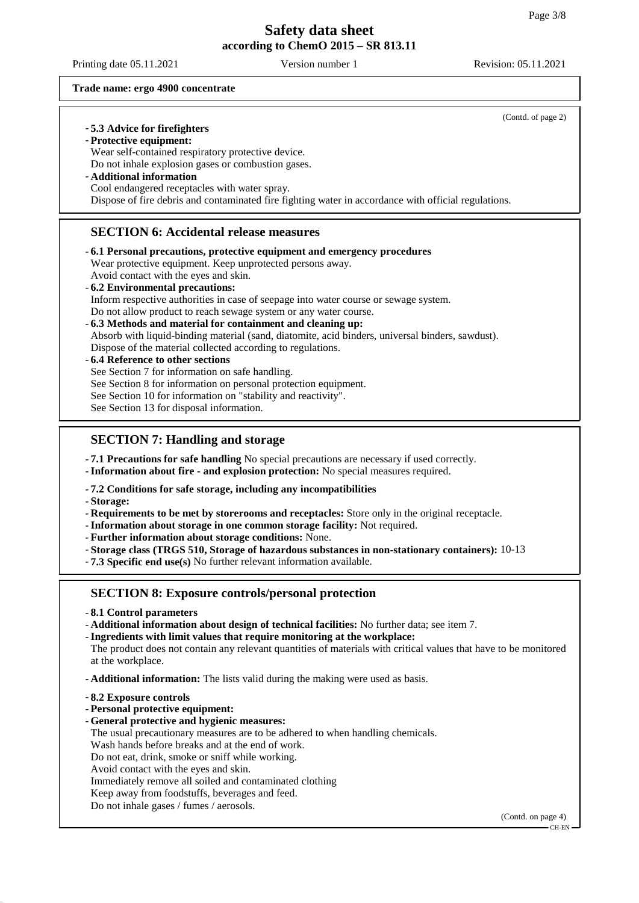**Trade name: ergo 4900 concentrate**

(Contd. of page 2)

- **5.3 Advice for firefighters**
- **Protective equipment:**
  Wear self-contained respiratory protective device.
  Do not inhale explosion gases or combustion gases.
- **Additional information**
  Cool endangered receptacles with water spray.
  Dispose of fire debris and contaminated fire fighting water in accordance with official regulations.

## SECTION 6: Accidental release measures

- **6.1 Personal precautions, protective equipment and emergency procedures**
  Wear protective equipment. Keep unprotected persons away.
  Avoid contact with the eyes and skin.
- **6.2 Environmental precautions:**
  Inform respective authorities in case of seepage into water course or sewage system.
  Do not allow product to reach sewage system or any water course.
- **6.3 Methods and material for containment and cleaning up:**
  Absorb with liquid-binding material (sand, diatomite, acid binders, universal binders, sawdust).
  Dispose of the material collected according to regulations.
- **6.4 Reference to other sections**
  See Section 7 for information on safe handling.
  See Section 8 for information on personal protection equipment.
  See Section 10 for information on "stability and reactivity".
  See Section 13 for disposal information.

## SECTION 7: Handling and storage

- **7.1 Precautions for safe handling** No special precautions are necessary if used correctly.
- **Information about fire - and explosion protection:** No special measures required.
- **7.2 Conditions for safe storage, including any incompatibilities**
- **Storage:**
- **Requirements to be met by storerooms and receptacles:** Store only in the original receptacle.
- **Information about storage in one common storage facility:** Not required.
- **Further information about storage conditions:** None.
- **Storage class (TRGS 510, Storage of hazardous substances in non-stationary containers):** 10-13
- **7.3 Specific end use(s)** No further relevant information available.

## SECTION 8: Exposure controls/personal protection

- **8.1 Control parameters**
- **Additional information about design of technical facilities:** No further data; see item 7.
- **Ingredients with limit values that require monitoring at the workplace:**
  The product does not contain any relevant quantities of materials with critical values that have to be monitored at the workplace.
- **Additional information:** The lists valid during the making were used as basis.
- **8.2 Exposure controls**
- **Personal protective equipment:**
- **General protective and hygienic measures:**
  The usual precautionary measures are to be adhered to when handling chemicals.
  Wash hands before breaks and at the end of work.
  Do not eat, drink, smoke or sniff while working.
  Avoid contact with the eyes and skin.
  Immediately remove all soiled and contaminated clothing
  Keep away from foodstuffs, beverages and feed.
  Do not inhale gases / fumes / aerosols.

(Contd. on page 4)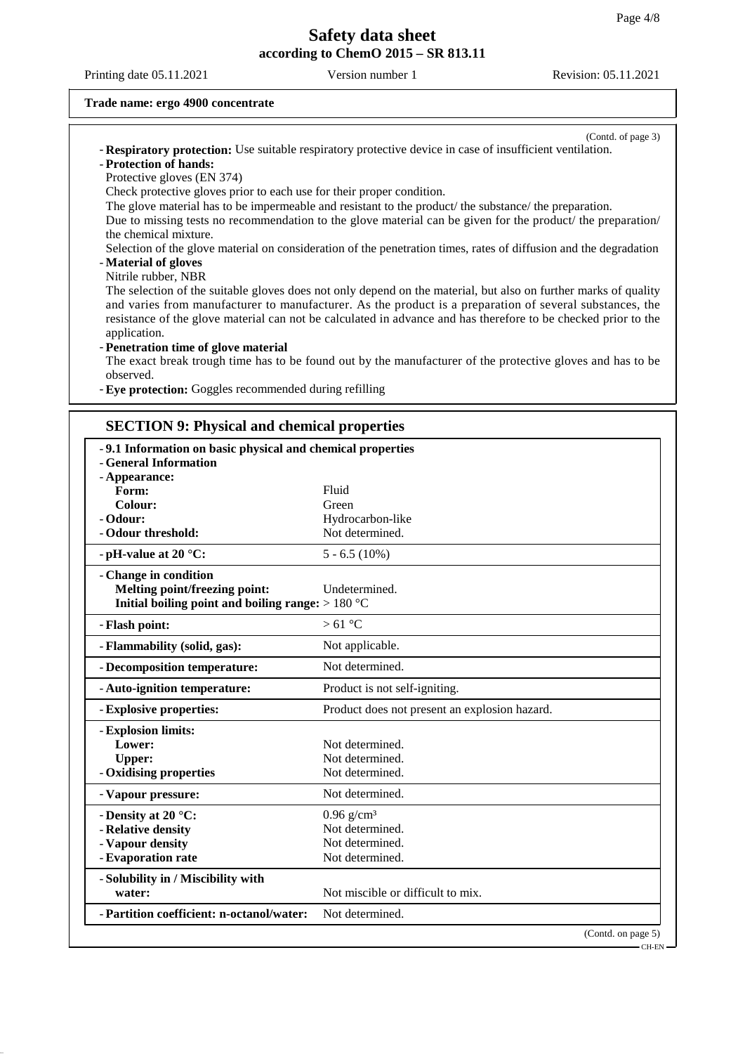**Trade name: ergo 4900 concentrate**

(Contd. of page 3)

- **Respiratory protection:** Use suitable respiratory protective device in case of insufficient ventilation.
- **Protection of hands:**
  Protective gloves (EN 374)
  Check protective gloves prior to each use for their proper condition.
  The glove material has to be impermeable and resistant to the product/ the substance/ the preparation.
  Due to missing tests no recommendation to the glove material can be given for the product/ the preparation/ the chemical mixture.
  Selection of the glove material on consideration of the penetration times, rates of diffusion and the degradation
- **Material of gloves**
  Nitrile rubber, NBR
  The selection of the suitable gloves does not only depend on the material, but also on further marks of quality and varies from manufacturer to manufacturer. As the product is a preparation of several substances, the resistance of the glove material can not be calculated in advance and has therefore to be checked prior to the application.
- **Penetration time of glove material**
  The exact break trough time has to be found out by the manufacturer of the protective gloves and has to be observed.
- **Eye protection:** Goggles recommended during refilling

## SECTION 9: Physical and chemical properties

- **9.1 Information on basic physical and chemical properties**
- **General Information**

| Property | Value |
|---|---|
| **Appearance:** | |
| **Form:** | Fluid |
| **Colour:** | Green |
| **Odour:** | Hydrocarbon-like |
| **Odour threshold:** | Not determined. |
| **pH-value at 20 °C:** | 5 - 6.5 (10%) |
| **Change in condition** | |
| **Melting point/freezing point:** | Undetermined. |
| **Initial boiling point and boiling range:** | > 180 °C |
| **Flash point:** | > 61 °C |
| **Flammability (solid, gas):** | Not applicable. |
| **Decomposition temperature:** | Not determined. |
| **Auto-ignition temperature:** | Product is not self-igniting. |
| **Explosive properties:** | Product does not present an explosion hazard. |
| **Explosion limits:** | |
| **Lower:** | Not determined. |
| **Upper:** | Not determined. |
| **Oxidising properties** | Not determined. |
| **Vapour pressure:** | Not determined. |
| **Density at 20 °C:** | 0.96 g/cm³ |
| **Relative density** | Not determined. |
| **Vapour density** | Not determined. |
| **Evaporation rate** | Not determined. |
| **Solubility in / Miscibility with water:** | Not miscible or difficult to mix. |
| **Partition coefficient: n-octanol/water:** | Not determined. |

(Contd. on page 5)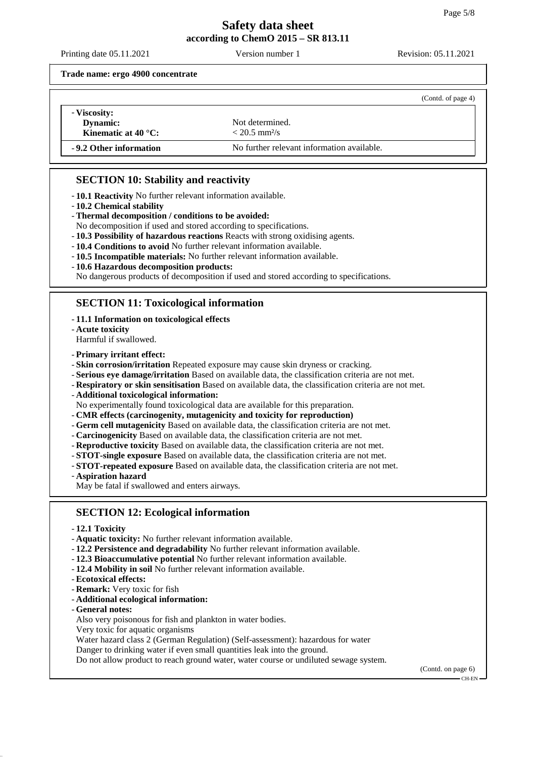**Trade name: ergo 4900 concentrate**

(Contd. of page 4)

| | |
|---|---|
| - **Viscosity:** | |
| **Dynamic:** | Not determined. |
| **Kinematic at 40 °C:** | < 20.5 $mm^2/s$ |
| - **9.2 Other information** | No further relevant information available. |

## SECTION 10: Stability and reactivity

- **10.1 Reactivity** No further relevant information available.
- **10.2 Chemical stability**
- **Thermal decomposition / conditions to be avoided:**
  No decomposition if used and stored according to specifications.
- **10.3 Possibility of hazardous reactions** Reacts with strong oxidising agents.
- **10.4 Conditions to avoid** No further relevant information available.
- **10.5 Incompatible materials:** No further relevant information available.
- **10.6 Hazardous decomposition products:**
  No dangerous products of decomposition if used and stored according to specifications.

## SECTION 11: Toxicological information

- **11.1 Information on toxicological effects**
- **Acute toxicity**
  Harmful if swallowed.
- **Primary irritant effect:**
- **Skin corrosion/irritation** Repeated exposure may cause skin dryness or cracking.
- **Serious eye damage/irritation** Based on available data, the classification criteria are not met.
- **Respiratory or skin sensitisation** Based on available data, the classification criteria are not met.
- **Additional toxicological information:**
  No experimentally found toxicological data are available for this preparation.
- **CMR effects (carcinogenity, mutagenicity and toxicity for reproduction)**
- **Germ cell mutagenicity** Based on available data, the classification criteria are not met.
- **Carcinogenicity** Based on available data, the classification criteria are not met.
- **Reproductive toxicity** Based on available data, the classification criteria are not met.
- **STOT-single exposure** Based on available data, the classification criteria are not met.
- **STOT-repeated exposure** Based on available data, the classification criteria are not met.
- **Aspiration hazard**
  May be fatal if swallowed and enters airways.

## SECTION 12: Ecological information

- **12.1 Toxicity**
- **Aquatic toxicity:** No further relevant information available.
- **12.2 Persistence and degradability** No further relevant information available.
- **12.3 Bioaccumulative potential** No further relevant information available.
- **12.4 Mobility in soil** No further relevant information available.
- **Ecotoxical effects:**
- **Remark:** Very toxic for fish
- **Additional ecological information:**
- **General notes:**
  Also very poisonous for fish and plankton in water bodies.
  Very toxic for aquatic organisms
  Water hazard class 2 (German Regulation) (Self-assessment): hazardous for water
  Danger to drinking water if even small quantities leak into the ground.
  Do not allow product to reach ground water, water course or undiluted sewage system.

(Contd. on page 6)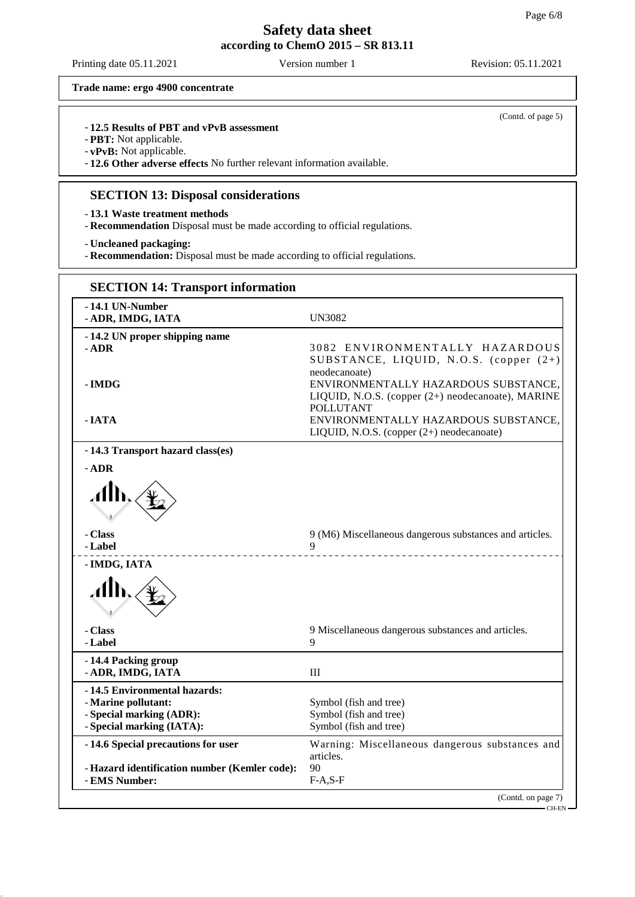**Trade name: ergo 4900 concentrate**

(Contd. of page 5)

- **12.5 Results of PBT and vPvB assessment**
- **PBT:** Not applicable.
- **vPvB:** Not applicable.
- **12.6 Other adverse effects** No further relevant information available.

## SECTION 13: Disposal considerations

- **13.1 Waste treatment methods**
- **Recommendation** Disposal must be made according to official regulations.

- **Uncleaned packaging:**
- **Recommendation:** Disposal must be made according to official regulations.

## SECTION 14: Transport information

| | |
|---|---|
| **- 14.1 UN-Number**<br>**- ADR, IMDG, IATA** | UN3082 |
| **- 14.2 UN proper shipping name** | |
| **- ADR** | 3082 ENVIRONMENTALLY HAZARDOUS SUBSTANCE, LIQUID, N.O.S. (copper (2+) neodecanoate) |
| **- IMDG** | ENVIRONMENTALLY HAZARDOUS SUBSTANCE, LIQUID, N.O.S. (copper (2+) neodecanoate), MARINE POLLUTANT |
| **- IATA** | ENVIRONMENTALLY HAZARDOUS SUBSTANCE, LIQUID, N.O.S. (copper (2+) neodecanoate) |
| **- 14.3 Transport hazard class(es)** | |
| **- ADR** | |
| **- Class** | 9 (M6) Miscellaneous dangerous substances and articles. |
| **- Label** | 9 |
| **- IMDG, IATA** | |
| **- Class** | 9 Miscellaneous dangerous substances and articles. |
| **- Label** | 9 |
| **- 14.4 Packing group**<br>**- ADR, IMDG, IATA** | III |
| **- 14.5 Environmental hazards:** | |
| **- Marine pollutant:** | Symbol (fish and tree) |
| **- Special marking (ADR):** | Symbol (fish and tree) |
| **- Special marking (IATA):** | Symbol (fish and tree) |
| **- 14.6 Special precautions for user** | Warning: Miscellaneous dangerous substances and articles. |
| **- Hazard identification number (Kemler code):** | 90 |
| **- EMS Number:** | F-A,S-F |

(Contd. on page 7)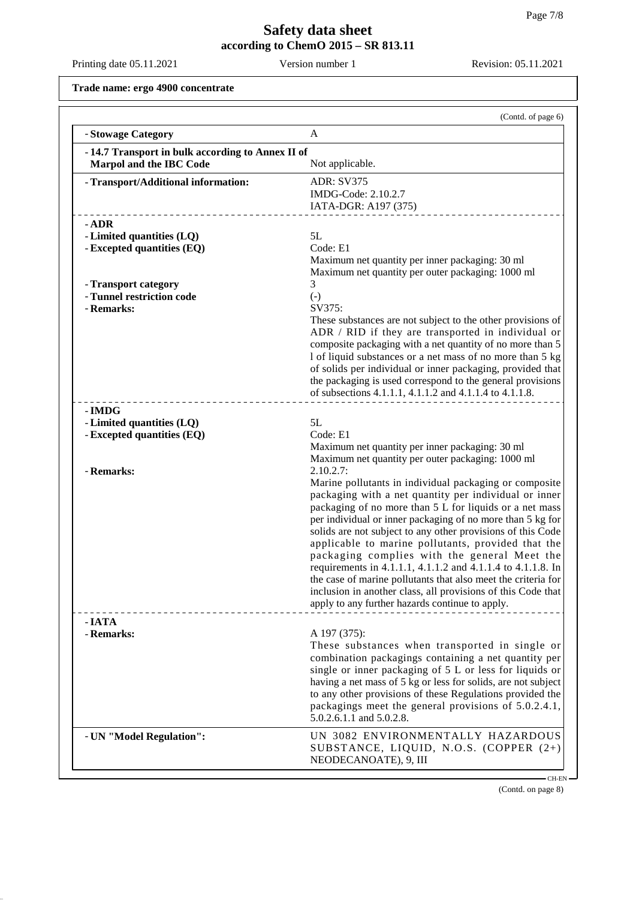# Safety data sheet
**according to ChemO 2015 – SR 813.11**

Printing date 05.11.2021 | Version number 1 | Revision: 05.11.2021

**Trade name: ergo 4900 concentrate**

(Contd. of page 6)

| | |
|---|---|
| **- Stowage Category** | A |
| **- 14.7 Transport in bulk according to Annex II of Marpol and the IBC Code** | Not applicable. |
| **- Transport/Additional information:** | ADR: SV375<br>IMDG-Code: 2.10.2.7<br>IATA-DGR: A197 (375) |
| **- ADR** | |
| **- Limited quantities (LQ)** | 5L |
| **- Excepted quantities (EQ)** | Code: E1<br>Maximum net quantity per inner packaging: 30 ml<br>Maximum net quantity per outer packaging: 1000 ml |
| **- Transport category** | 3 |
| **- Tunnel restriction code** | (-) |
| **- Remarks:** | SV375:<br>These substances are not subject to the other provisions of ADR / RID if they are transported in individual or composite packaging with a net quantity of no more than 5 l of liquid substances or a net mass of no more than 5 kg of solids per individual or inner packaging, provided that the packaging is used correspond to the general provisions of subsections 4.1.1.1, 4.1.1.2 and 4.1.1.4 to 4.1.1.8. |
| **- IMDG** | |
| **- Limited quantities (LQ)** | 5L |
| **- Excepted quantities (EQ)** | Code: E1<br>Maximum net quantity per inner packaging: 30 ml<br>Maximum net quantity per outer packaging: 1000 ml |
| **- Remarks:** | 2.10.2.7:<br>Marine pollutants in individual packaging or composite packaging with a net quantity per individual or inner packaging of no more than 5 L for liquids or a net mass per individual or inner packaging of no more than 5 kg for solids are not subject to any other provisions of this Code applicable to marine pollutants, provided that the packaging complies with the general Meet the requirements in 4.1.1.1, 4.1.1.2 and 4.1.1.4 to 4.1.1.8. In the case of marine pollutants that also meet the criteria for inclusion in another class, all provisions of this Code that apply to any further hazards continue to apply. |
| **- IATA** | |
| **- Remarks:** | A 197 (375):<br>These substances when transported in single or combination packagings containing a net quantity per single or inner packaging of 5 L or less for liquids or having a net mass of 5 kg or less for solids, are not subject to any other provisions of these Regulations provided the packagings meet the general provisions of 5.0.2.4.1, 5.0.2.6.1.1 and 5.0.2.8. |
| **- UN "Model Regulation":** | UN 3082 ENVIRONMENTALLY HAZARDOUS SUBSTANCE, LIQUID, N.O.S. (COPPER (2+) NEODECANOATE), 9, III |

CH-EN

(Contd. on page 8)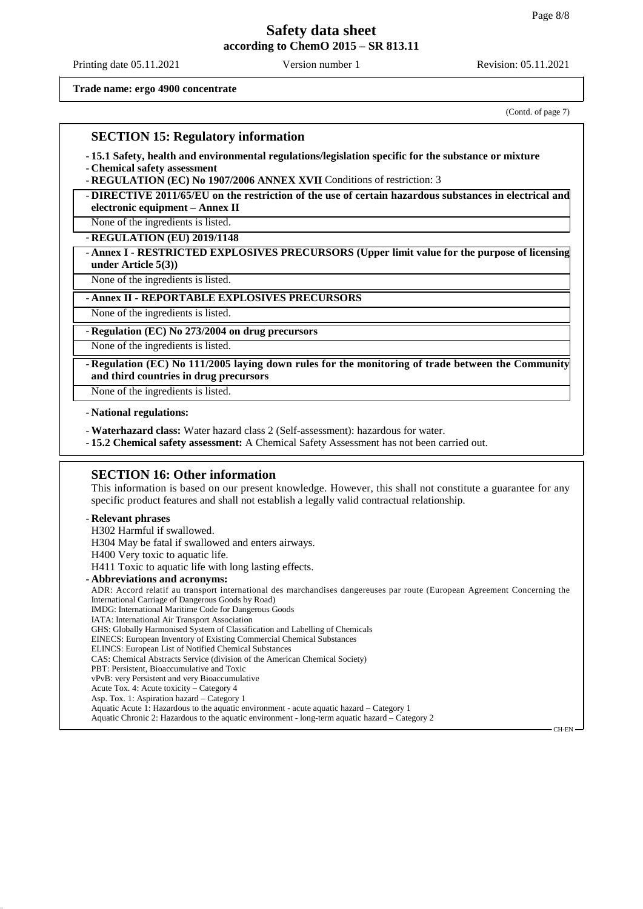**Safety data sheet**
**according to ChemO 2015 – SR 813.11**

Printing date 05.11.2021 Version number 1 Revision: 05.11.2021

**Trade name: ergo 4900 concentrate**

(Contd. of page 7)

## SECTION 15: Regulatory information

- **15.1 Safety, health and environmental regulations/legislation specific for the substance or mixture**
- **Chemical safety assessment**
- **REGULATION (EC) No 1907/2006 ANNEX XVII** Conditions of restriction: 3
- **DIRECTIVE 2011/65/EU on the restriction of the use of certain hazardous substances in electrical and electronic equipment – Annex II**

None of the ingredients is listed.

- **REGULATION (EU) 2019/1148**
- **Annex I - RESTRICTED EXPLOSIVES PRECURSORS (Upper limit value for the purpose of licensing under Article 5(3))**

None of the ingredients is listed.

- **Annex II - REPORTABLE EXPLOSIVES PRECURSORS**

None of the ingredients is listed.

- **Regulation (EC) No 273/2004 on drug precursors**

None of the ingredients is listed.

- **Regulation (EC) No 111/2005 laying down rules for the monitoring of trade between the Community and third countries in drug precursors**

None of the ingredients is listed.

- **National regulations:**
- **Waterhazard class:** Water hazard class 2 (Self-assessment): hazardous for water.
- **15.2 Chemical safety assessment:** A Chemical Safety Assessment has not been carried out.

## SECTION 16: Other information

This information is based on our present knowledge. However, this shall not constitute a guarantee for any specific product features and shall not establish a legally valid contractual relationship.

- **Relevant phrases**

H302 Harmful if swallowed.
H304 May be fatal if swallowed and enters airways.
H400 Very toxic to aquatic life.
H411 Toxic to aquatic life with long lasting effects.

- **Abbreviations and acronyms:**

ADR: Accord relatif au transport international des marchandises dangereuses par route (European Agreement Concerning the International Carriage of Dangerous Goods by Road)
IMDG: International Maritime Code for Dangerous Goods
IATA: International Air Transport Association
GHS: Globally Harmonised System of Classification and Labelling of Chemicals
EINECS: European Inventory of Existing Commercial Chemical Substances
ELINCS: European List of Notified Chemical Substances
CAS: Chemical Abstracts Service (division of the American Chemical Society)
PBT: Persistent, Bioaccumulative and Toxic
vPvB: very Persistent and very Bioaccumulative
Acute Tox. 4: Acute toxicity – Category 4
Asp. Tox. 1: Aspiration hazard – Category 1
Aquatic Acute 1: Hazardous to the aquatic environment - acute aquatic hazard – Category 1
Aquatic Chronic 2: Hazardous to the aquatic environment - long-term aquatic hazard – Category 2